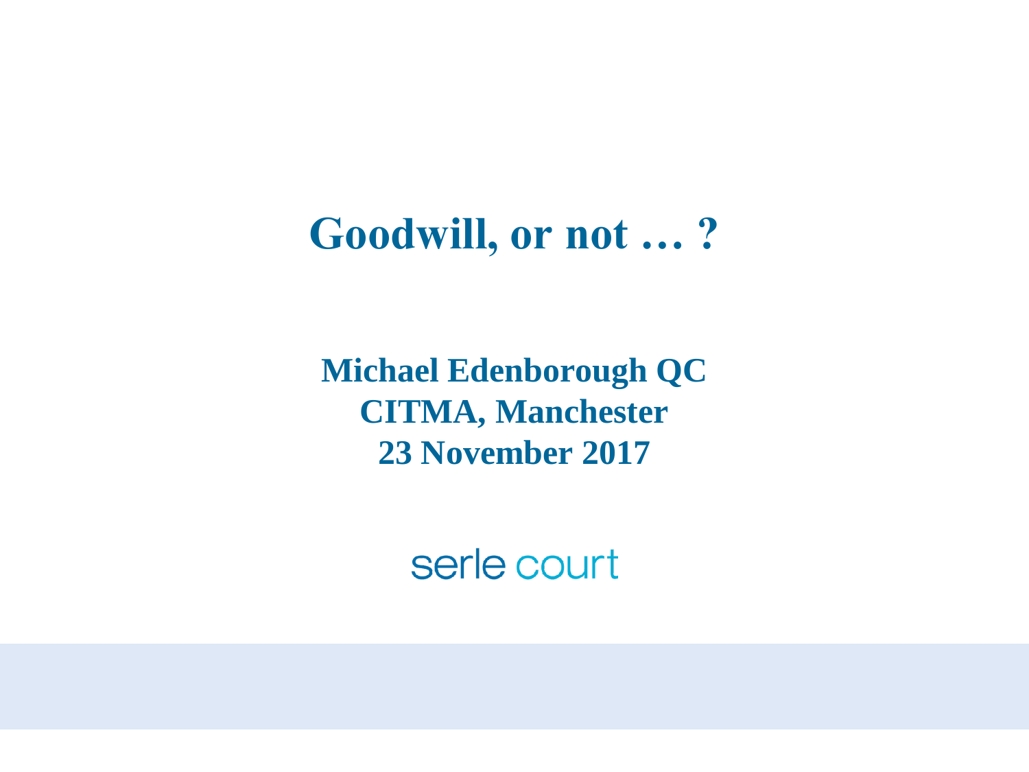# Goodwill, or not … ?

**Michael Edenborough QC**
**CITMA, Manchester**
**23 November 2017**

serle court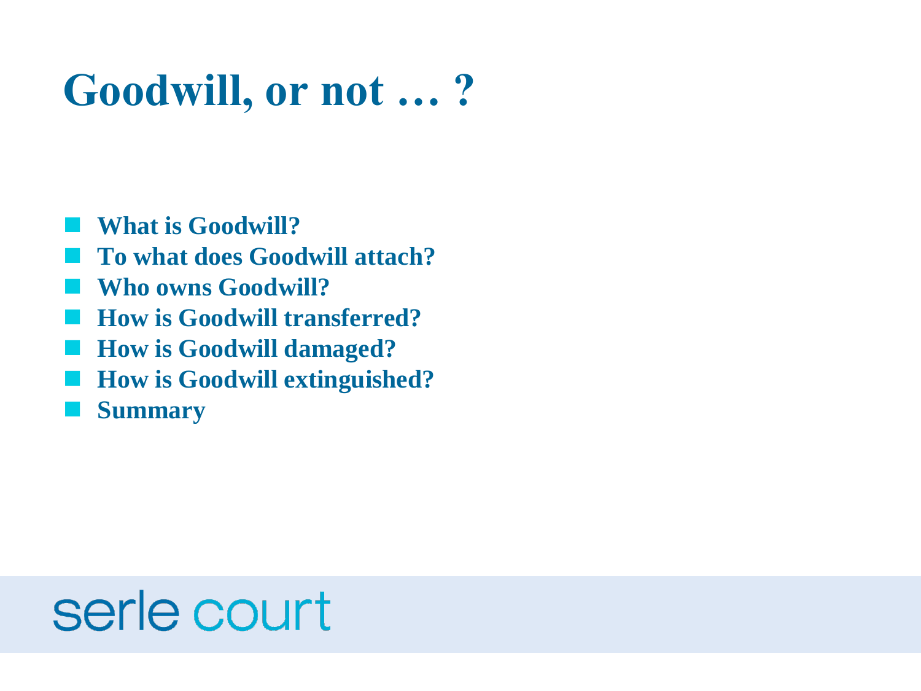# Goodwill, or not … ?

- **What is Goodwill?**
- **To what does Goodwill attach?**
- **Who owns Goodwill?**
- **How is Goodwill transferred?**
- **How is Goodwill damaged?**
- **How is Goodwill extinguished?**
- **Summary**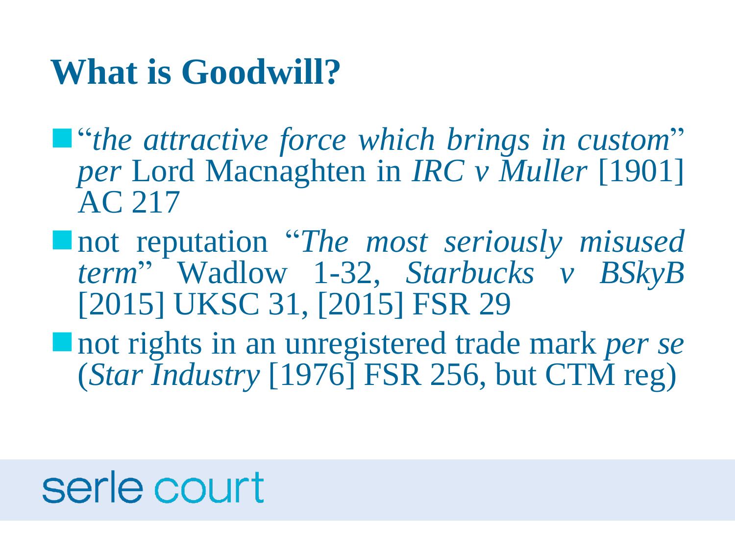# What is Goodwill?

- "*the attractive force which brings in custom*" *per* Lord Macnaghten in *IRC v Muller* [1901] AC 217
- not reputation "*The most seriously misused term*" Wadlow 1-32, *Starbucks v BSkyB* [2015] UKSC 31, [2015] FSR 29
- not rights in an unregistered trade mark *per se* (*Star Industry* [1976] FSR 256, but CTM reg)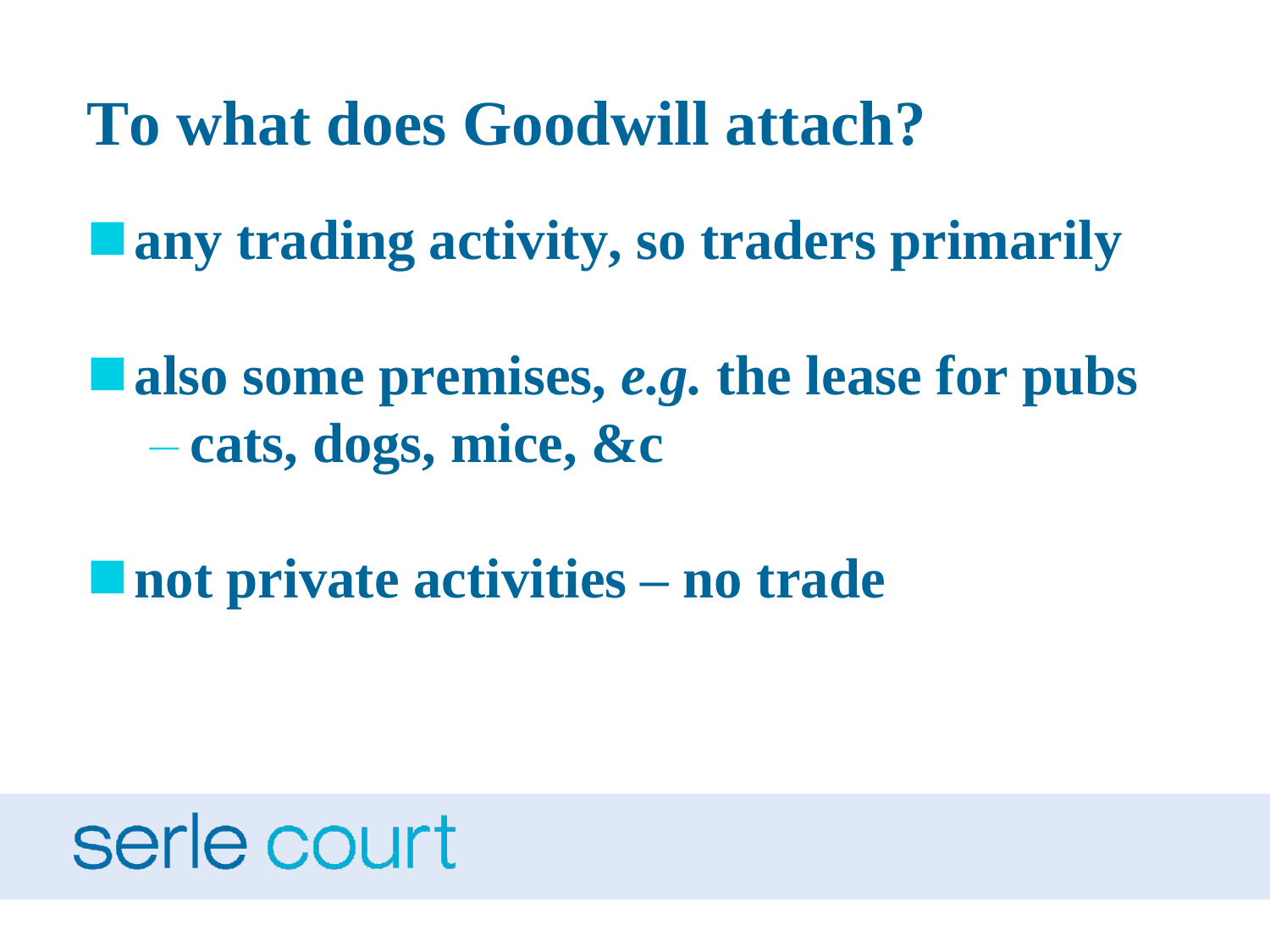# To what does Goodwill attach?

- **any trading activity, so traders primarily**
- **also some premises, *e.g.* the lease for pubs**
  - **cats, dogs, mice, &c**
- **not private activities – no trade**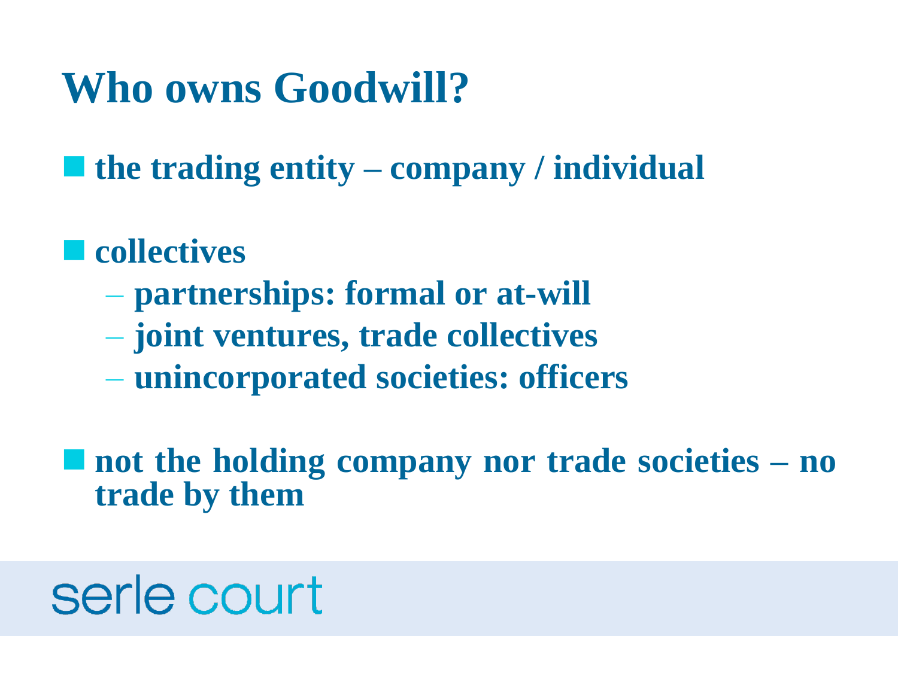# Who owns Goodwill?

- the trading entity – company / individual

- collectives
  - partnerships: formal or at-will
  - joint ventures, trade collectives
  - unincorporated societies: officers

- not the holding company nor trade societies – no trade by them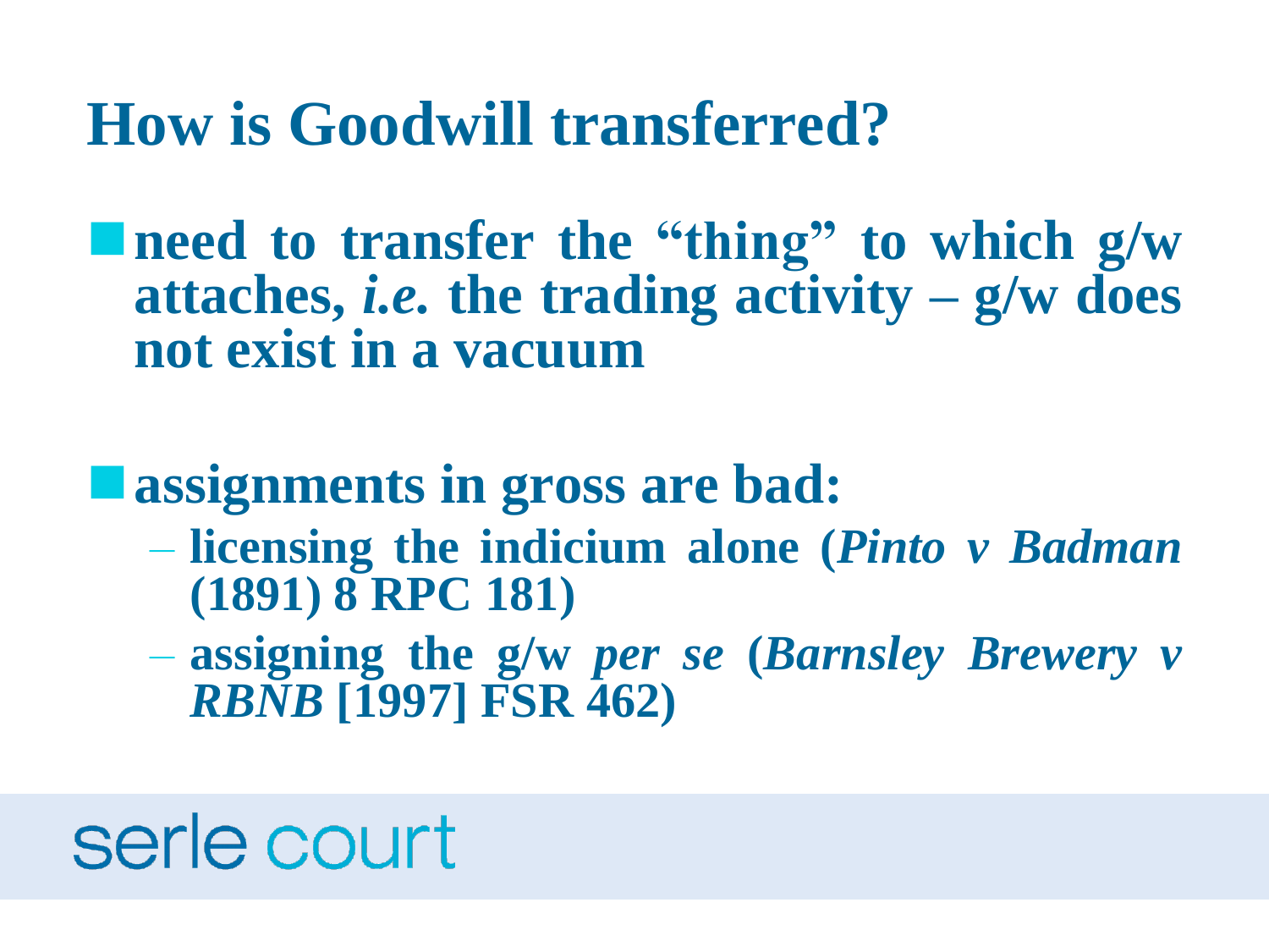# How is Goodwill transferred?

- **need to transfer the "thing" to which g/w attaches, *i.e.* the trading activity – g/w does not exist in a vacuum**

- **assignments in gross are bad:**
  - **licensing the indicium alone (*Pinto v Badman* (1891) 8 RPC 181)**
  - **assigning the g/w *per se* (*Barnsley Brewery v RBNB* [1997] FSR 462)**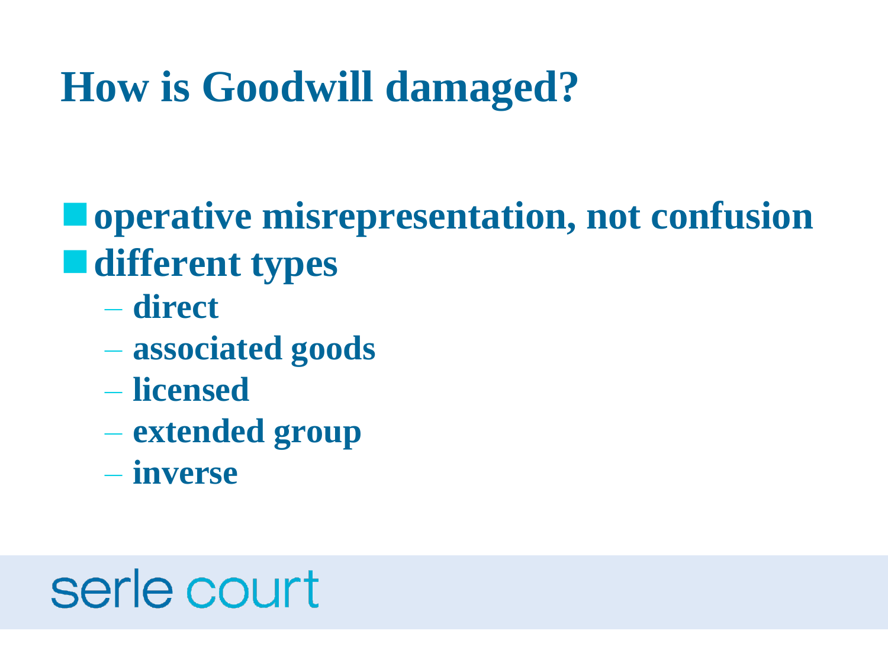# How is Goodwill damaged?

- **operative misrepresentation, not confusion**
- **different types**
  - **direct**
  - **associated goods**
  - **licensed**
  - **extended group**
  - **inverse**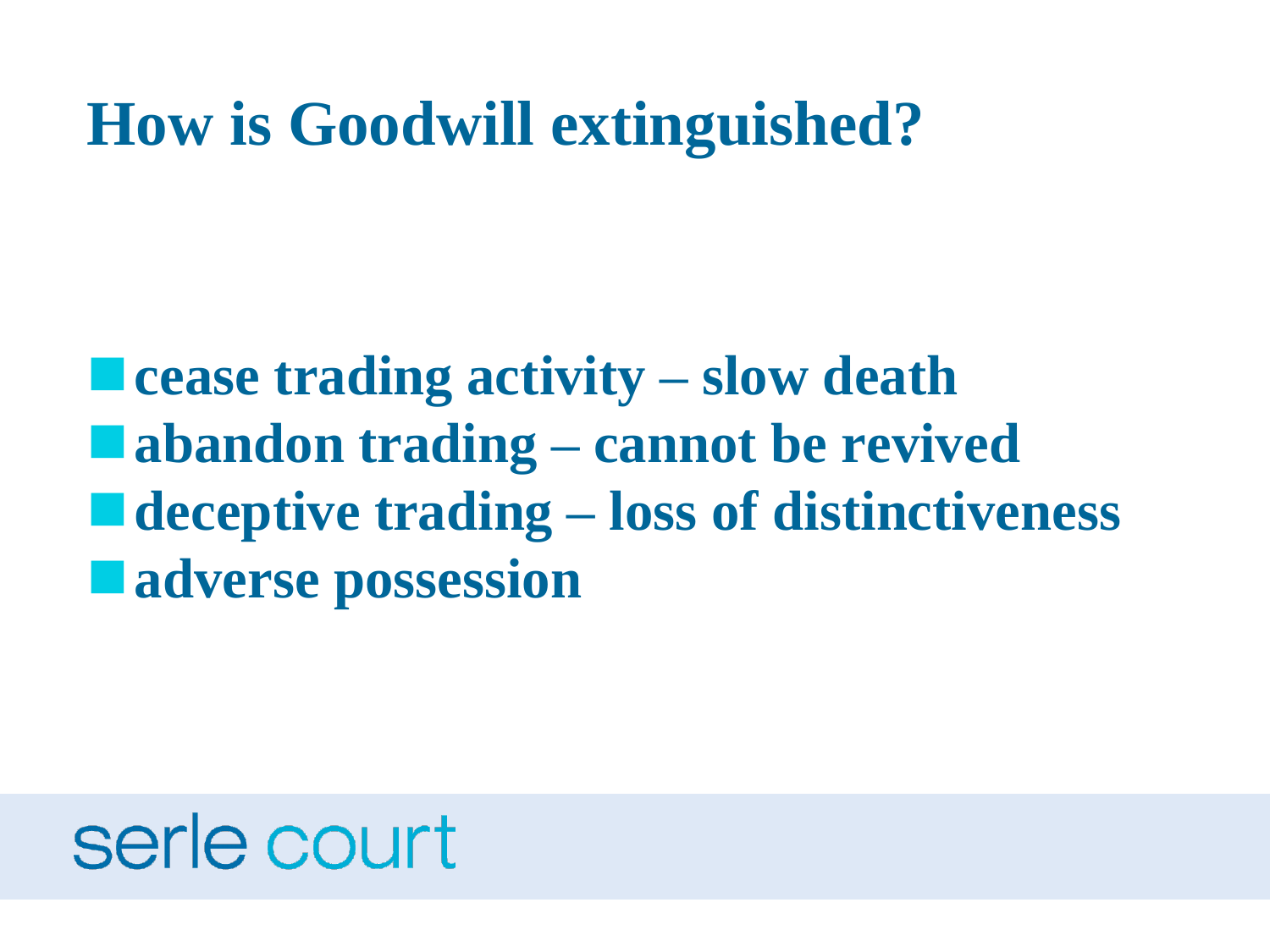# How is Goodwill extinguished?

- **cease trading activity – slow death**
- **abandon trading – cannot be revived**
- **deceptive trading – loss of distinctiveness**
- **adverse possession**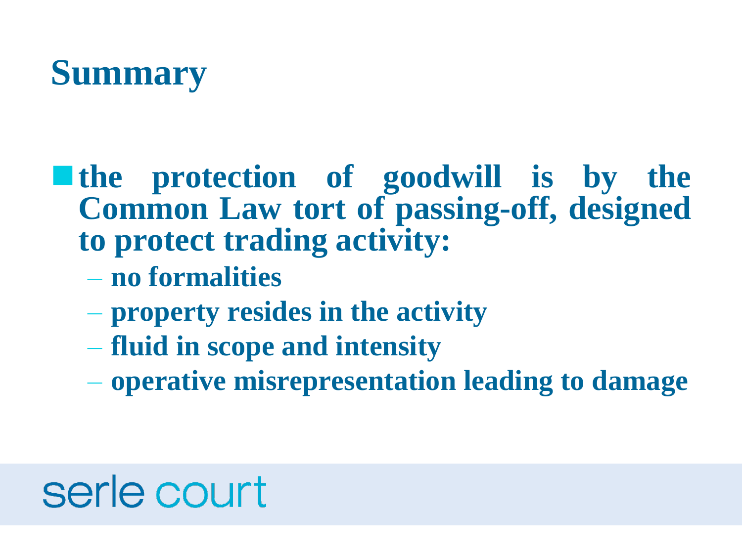# Summary

- **the protection of goodwill is by the Common Law tort of passing-off, designed to protect trading activity:**
  - **no formalities**
  - **property resides in the activity**
  - **fluid in scope and intensity**
  - **operative misrepresentation leading to damage**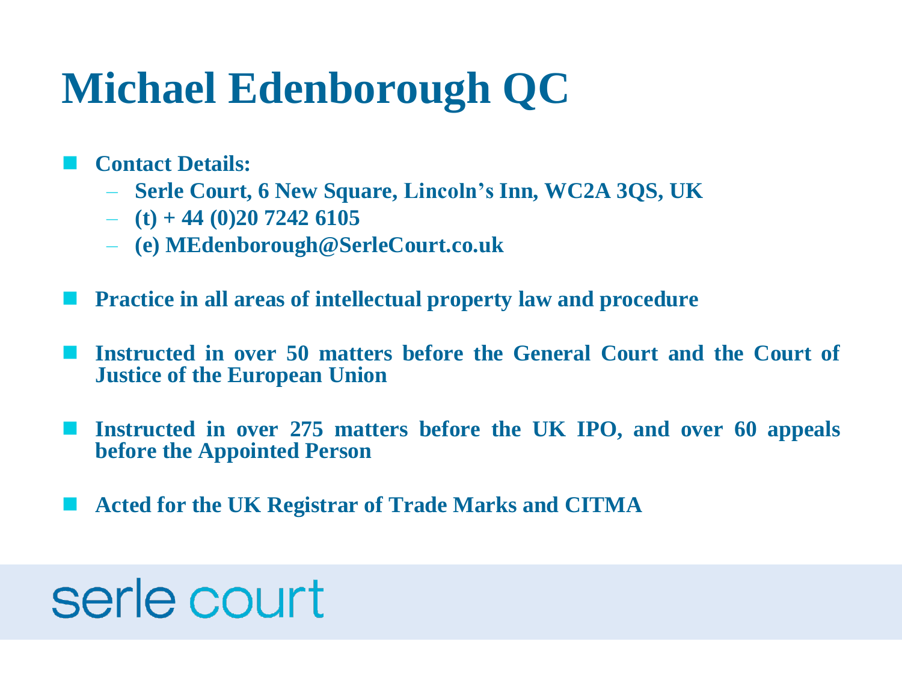# Michael Edenborough QC

- **Contact Details:**
  - **Serle Court, 6 New Square, Lincoln's Inn, WC2A 3QS, UK**
  - **(t) + 44 (0)20 7242 6105**
  - **(e) MEdenborough@SerleCourt.co.uk**

- **Practice in all areas of intellectual property law and procedure**

- **Instructed in over 50 matters before the General Court and the Court of Justice of the European Union**

- **Instructed in over 275 matters before the UK IPO, and over 60 appeals before the Appointed Person**

- **Acted for the UK Registrar of Trade Marks and CITMA**

serle court